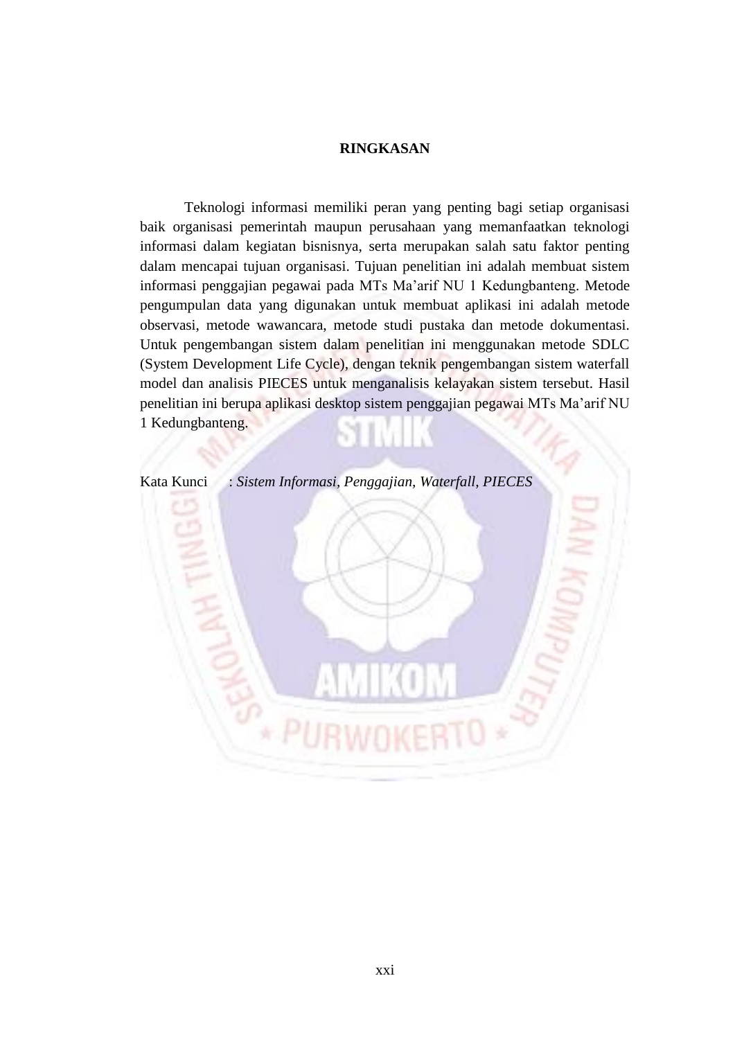# RINGKASAN

Teknologi informasi memiliki peran yang penting bagi setiap organisasi baik organisasi pemerintah maupun perusahaan yang memanfaatkan teknologi informasi dalam kegiatan bisnisnya, serta merupakan salah satu faktor penting dalam mencapai tujuan organisasi. Tujuan penelitian ini adalah membuat sistem informasi penggajian pegawai pada MTs Ma'arif NU 1 Kedungbanteng. Metode pengumpulan data yang digunakan untuk membuat aplikasi ini adalah metode observasi, metode wawancara, metode studi pustaka dan metode dokumentasi. Untuk pengembangan sistem dalam penelitian ini menggunakan metode SDLC (System Development Life Cycle), dengan teknik pengembangan sistem waterfall model dan analisis PIECES untuk menganalisis kelayakan sistem tersebut. Hasil penelitian ini berupa aplikasi desktop sistem penggajian pegawai MTs Ma'arif NU 1 Kedungbanteng.

Kata Kunci : *Sistem Informasi, Penggajian, Waterfall, PIECES*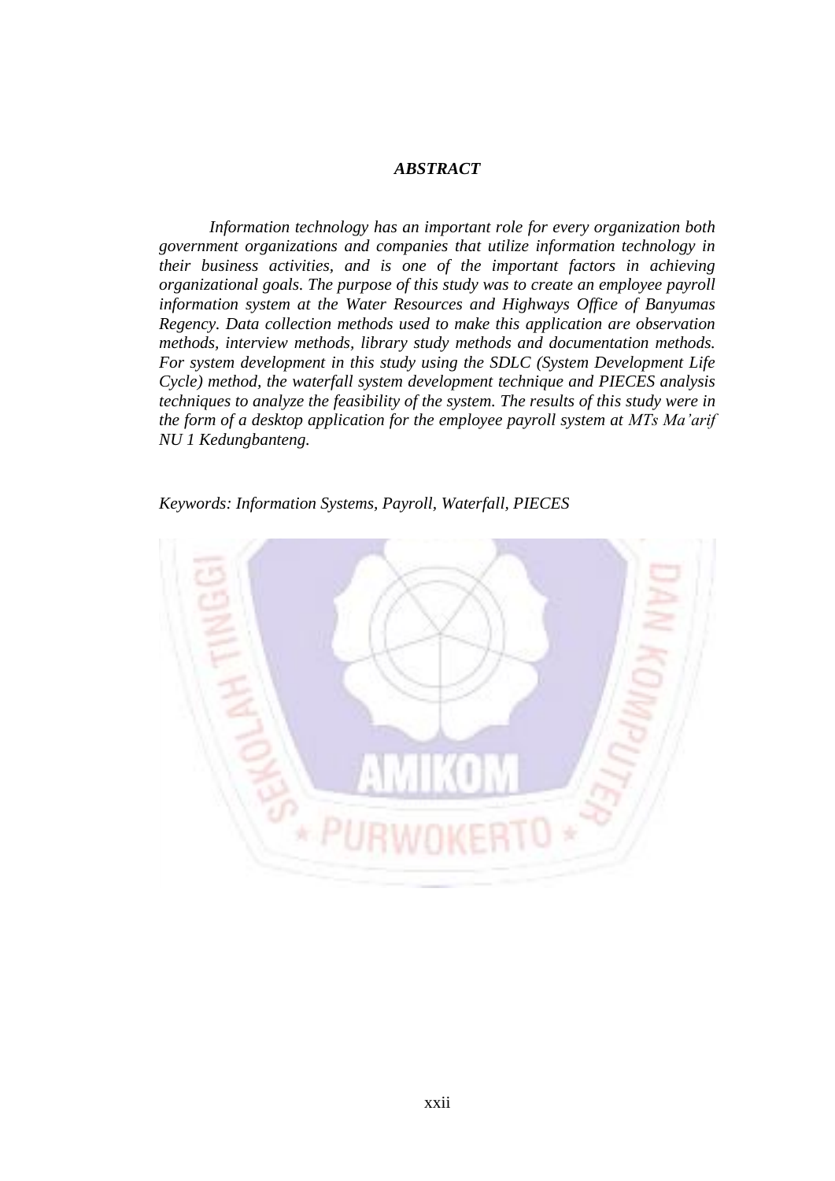### *ABSTRACT*

*Information technology has an important role for every organization both government organizations and companies that utilize information technology in their business activities, and is one of the important factors in achieving organizational goals. The purpose of this study was to create an employee payroll information system at the Water Resources and Highways Office of Banyumas Regency. Data collection methods used to make this application are observation methods, interview methods, library study methods and documentation methods. For system development in this study using the SDLC (System Development Life Cycle) method, the waterfall system development technique and PIECES analysis techniques to analyze the feasibility of the system. The results of this study were in the form of a desktop application for the employee payroll system at MTs Ma'arif NU 1 Kedungbanteng.*

*Keywords: Information Systems, Payroll, Waterfall, PIECES*